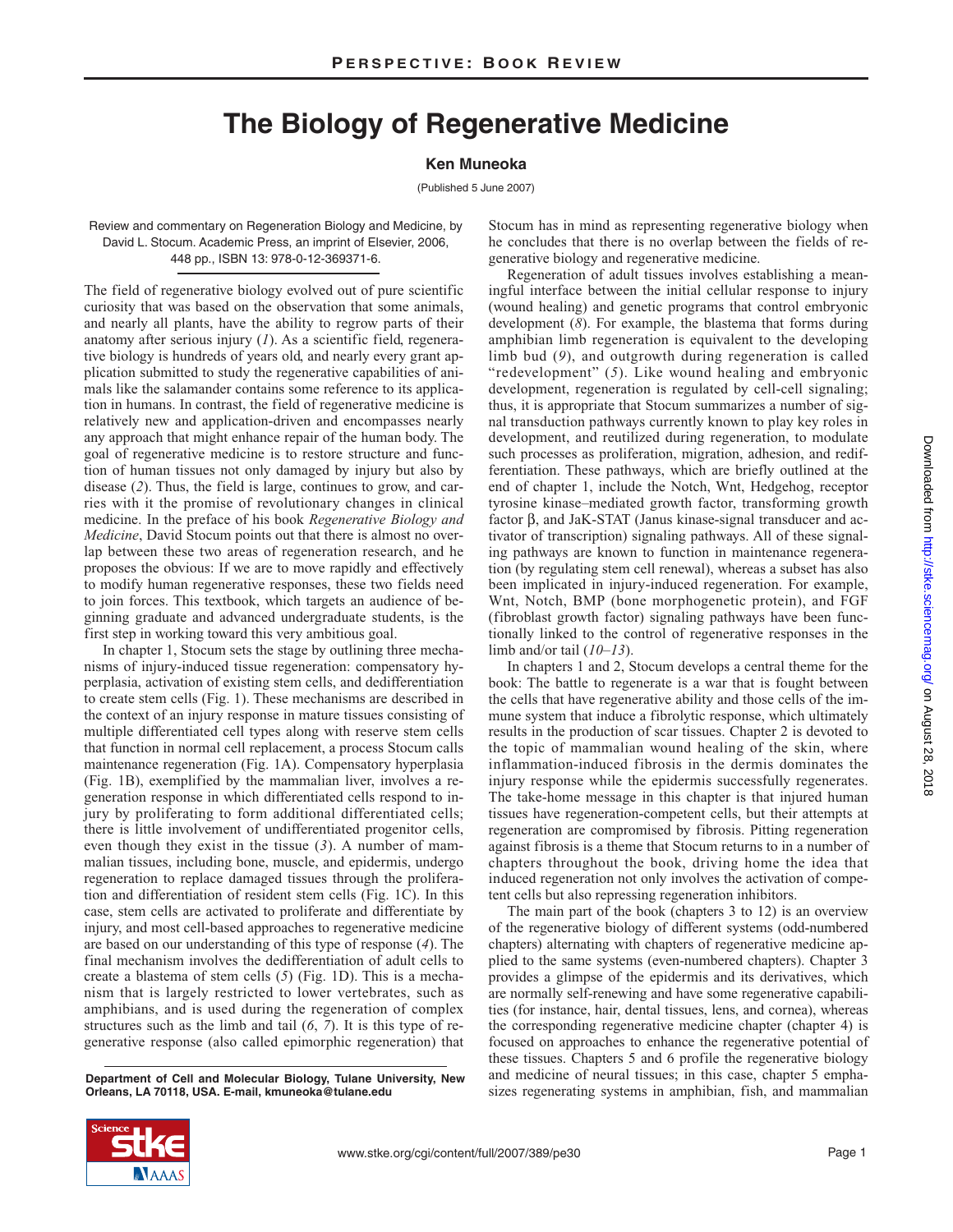PERSPECTIVE: BOOK REVIEW

# The Biology of Regenerative Medicine

**Ken Muneoka**

(Published 5 June 2007)

Review and commentary on Regeneration Biology and Medicine, by David L. Stocum. Academic Press, an imprint of Elsevier, 2006, 448 pp., ISBN 13: 978-0-12-369371-6.

The field of regenerative biology evolved out of pure scientific curiosity that was based on the observation that some animals, and nearly all plants, have the ability to regrow parts of their anatomy after serious injury (*1*). As a scientific field, regenerative biology is hundreds of years old, and nearly every grant application submitted to study the regenerative capabilities of animals like the salamander contains some reference to its application in humans. In contrast, the field of regenerative medicine is relatively new and application-driven and encompasses nearly any approach that might enhance repair of the human body. The goal of regenerative medicine is to restore structure and function of human tissues not only damaged by injury but also by disease (*2*). Thus, the field is large, continues to grow, and carries with it the promise of revolutionary changes in clinical medicine. In the preface of his book *Regenerative Biology and Medicine*, David Stocum points out that there is almost no overlap between these two areas of regeneration research, and he proposes the obvious: If we are to move rapidly and effectively to modify human regenerative responses, these two fields need to join forces. This textbook, which targets an audience of beginning graduate and advanced undergraduate students, is the first step in working toward this very ambitious goal.

In chapter 1, Stocum sets the stage by outlining three mechanisms of injury-induced tissue regeneration: compensatory hyperplasia, activation of existing stem cells, and dedifferentiation to create stem cells (Fig. 1). These mechanisms are described in the context of an injury response in mature tissues consisting of multiple differentiated cell types along with reserve stem cells that function in normal cell replacement, a process Stocum calls maintenance regeneration (Fig. 1A). Compensatory hyperplasia (Fig. 1B), exemplified by the mammalian liver, involves a regeneration response in which differentiated cells respond to injury by proliferating to form additional differentiated cells; there is little involvement of undifferentiated progenitor cells, even though they exist in the tissue (*3*). A number of mammalian tissues, including bone, muscle, and epidermis, undergo regeneration to replace damaged tissues through the proliferation and differentiation of resident stem cells (Fig. 1C). In this case, stem cells are activated to proliferate and differentiate by injury, and most cell-based approaches to regenerative medicine are based on our understanding of this type of response (*4*). The final mechanism involves the dedifferentiation of adult cells to create a blastema of stem cells (*5*) (Fig. 1D). This is a mechanism that is largely restricted to lower vertebrates, such as amphibians, and is used during the regeneration of complex structures such as the limb and tail (*6*, *7*). It is this type of regenerative response (also called epimorphic regeneration) that Stocum has in mind as representing regenerative biology when he concludes that there is no overlap between the fields of regenerative biology and regenerative medicine.

Regeneration of adult tissues involves establishing a meaningful interface between the initial cellular response to injury (wound healing) and genetic programs that control embryonic development (*8*). For example, the blastema that forms during amphibian limb regeneration is equivalent to the developing limb bud (*9*), and outgrowth during regeneration is called "redevelopment" (*5*). Like wound healing and embryonic development, regeneration is regulated by cell-cell signaling; thus, it is appropriate that Stocum summarizes a number of signal transduction pathways currently known to play key roles in development, and reutilized during regeneration, to modulate such processes as proliferation, migration, adhesion, and redifferentiation. These pathways, which are briefly outlined at the end of chapter 1, include the Notch, Wnt, Hedgehog, receptor tyrosine kinase–mediated growth factor, transforming growth factor β, and JaK-STAT (Janus kinase-signal transducer and activator of transcription) signaling pathways. All of these signaling pathways are known to function in maintenance regeneration (by regulating stem cell renewal), whereas a subset has also been implicated in injury-induced regeneration. For example, Wnt, Notch, BMP (bone morphogenetic protein), and FGF (fibroblast growth factor) signaling pathways have been functionally linked to the control of regenerative responses in the limb and/or tail (*10*–*13*).

In chapters 1 and 2, Stocum develops a central theme for the book: The battle to regenerate is a war that is fought between the cells that have regenerative ability and those cells of the immune system that induce a fibrolytic response, which ultimately results in the production of scar tissues. Chapter 2 is devoted to the topic of mammalian wound healing of the skin, where inflammation-induced fibrosis in the dermis dominates the injury response while the epidermis successfully regenerates. The take-home message in this chapter is that injured human tissues have regeneration-competent cells, but their attempts at regeneration are compromised by fibrosis. Pitting regeneration against fibrosis is a theme that Stocum returns to in a number of chapters throughout the book, driving home the idea that induced regeneration not only involves the activation of competent cells but also repressing regeneration inhibitors.

The main part of the book (chapters 3 to 12) is an overview of the regenerative biology of different systems (odd-numbered chapters) alternating with chapters of regenerative medicine applied to the same systems (even-numbered chapters). Chapter 3 provides a glimpse of the epidermis and its derivatives, which are normally self-renewing and have some regenerative capabilities (for instance, hair, dental tissues, lens, and cornea), whereas the corresponding regenerative medicine chapter (chapter 4) is focused on approaches to enhance the regenerative potential of these tissues. Chapters 5 and 6 profile the regenerative biology and medicine of neural tissues; in this case, chapter 5 emphasizes regenerating systems in amphibian, fish, and mammalian

**Department of Cell and Molecular Biology, Tulane University, New Orleans, LA 70118, USA. E-mail, kmuneoka@tulane.edu**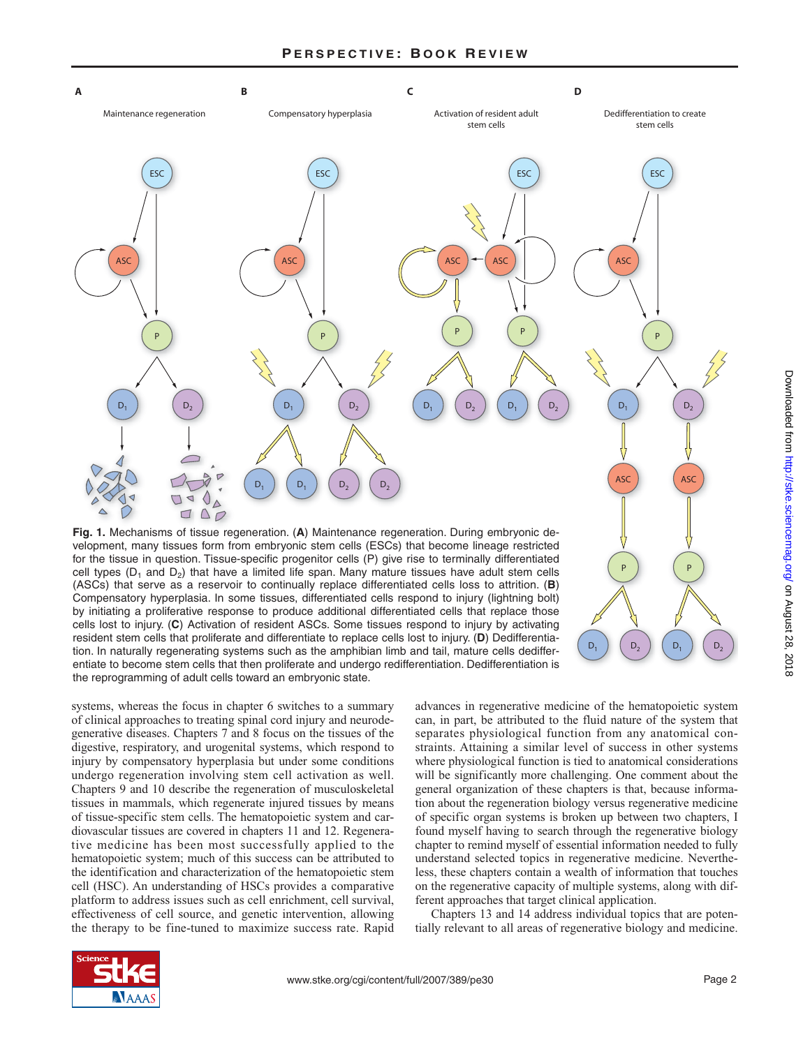**Fig. 1.** Mechanisms of tissue regeneration. (**A**) Maintenance regeneration. During embryonic development, many tissues form from embryonic stem cells (ESCs) that become lineage restricted for the tissue in question. Tissue-specific progenitor cells (P) give rise to terminally differentiated cell types ($D_1$ and $D_2$) that have a limited life span. Many mature tissues have adult stem cells (ASCs) that serve as a reservoir to continually replace differentiated cells loss to attrition. (**B**) Compensatory hyperplasia. In some tissues, differentiated cells respond to injury (lightning bolt) by initiating a proliferative response to produce additional differentiated cells that replace those cells lost to injury. (**C**) Activation of resident ASCs. Some tissues respond to injury by activating resident stem cells that proliferate and differentiate to replace cells lost to injury. (**D**) Dedifferentiation. In naturally regenerating systems such as the amphibian limb and tail, mature cells dedifferentiate to become stem cells that then proliferate and undergo redifferentiation. Dedifferentiation is the reprogramming of adult cells toward an embryonic state.

systems, whereas the focus in chapter 6 switches to a summary of clinical approaches to treating spinal cord injury and neurodegenerative diseases. Chapters 7 and 8 focus on the tissues of the digestive, respiratory, and urogenital systems, which respond to injury by compensatory hyperplasia but under some conditions undergo regeneration involving stem cell activation as well. Chapters 9 and 10 describe the regeneration of musculoskeletal tissues in mammals, which regenerate injured tissues by means of tissue-specific stem cells. The hematopoietic system and cardiovascular tissues are covered in chapters 11 and 12. Regenerative medicine has been most successfully applied to the hematopoietic system; much of this success can be attributed to the identification and characterization of the hematopoietic stem cell (HSC). An understanding of HSCs provides a comparative platform to address issues such as cell enrichment, cell survival, effectiveness of cell source, and genetic intervention, allowing the therapy to be fine-tuned to maximize success rate. Rapid advances in regenerative medicine of the hematopoietic system can, in part, be attributed to the fluid nature of the system that separates physiological function from any anatomical constraints. Attaining a similar level of success in other systems where physiological function is tied to anatomical considerations will be significantly more challenging. One comment about the general organization of these chapters is that, because information about the regeneration biology versus regenerative medicine of specific organ systems is broken up between two chapters, I found myself having to search through the regenerative biology chapter to remind myself of essential information needed to fully understand selected topics in regenerative medicine. Nevertheless, these chapters contain a wealth of information that touches on the regenerative capacity of multiple systems, along with different approaches that target clinical application.

Chapters 13 and 14 address individual topics that are potentially relevant to all areas of regenerative biology and medicine.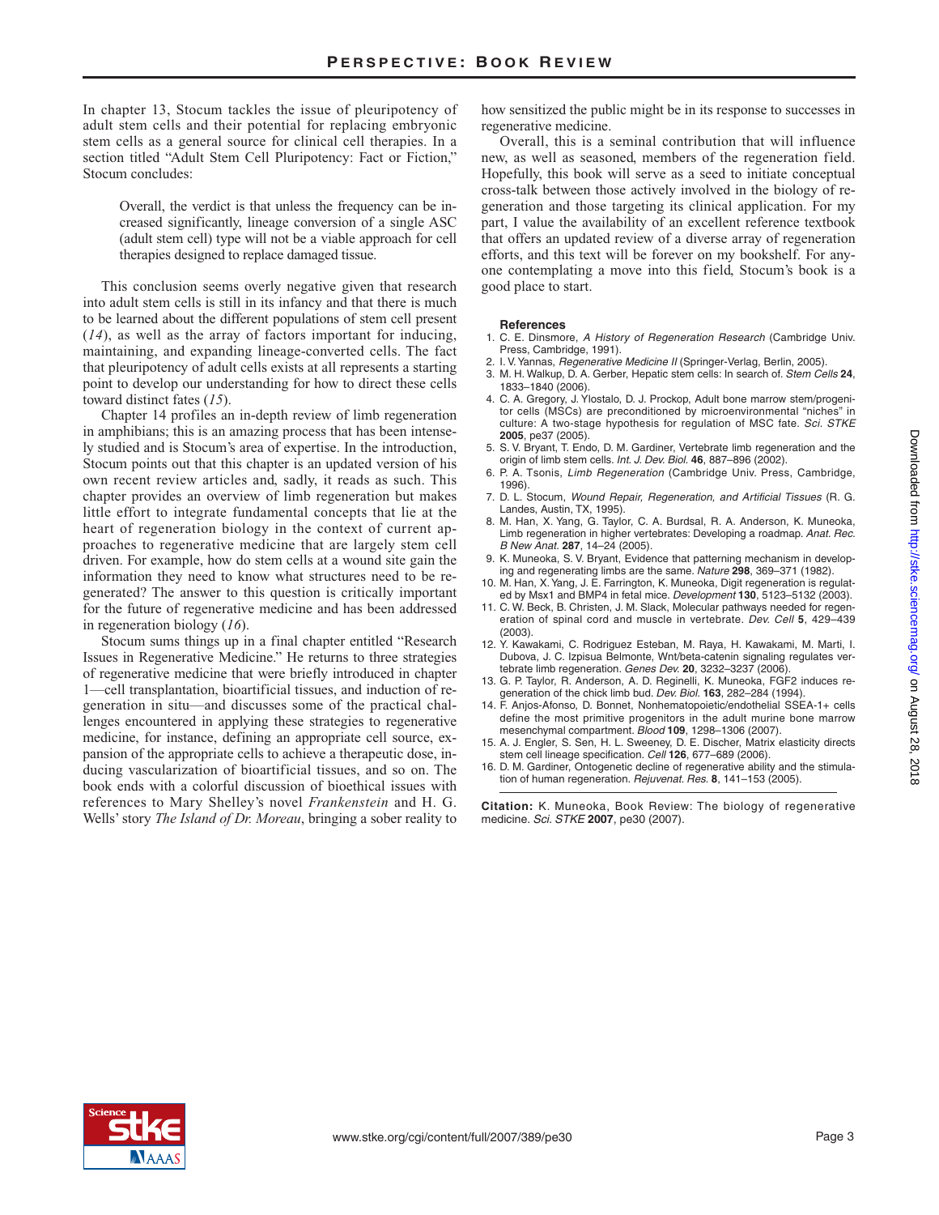In chapter 13, Stocum tackles the issue of pleuripotency of adult stem cells and their potential for replacing embryonic stem cells as a general source for clinical cell therapies. In a section titled "Adult Stem Cell Pluripotency: Fact or Fiction," Stocum concludes:

> Overall, the verdict is that unless the frequency can be increased significantly, lineage conversion of a single ASC (adult stem cell) type will not be a viable approach for cell therapies designed to replace damaged tissue.

This conclusion seems overly negative given that research into adult stem cells is still in its infancy and that there is much to be learned about the different populations of stem cell present (*14*), as well as the array of factors important for inducing, maintaining, and expanding lineage-converted cells. The fact that pleuripotency of adult cells exists at all represents a starting point to develop our understanding for how to direct these cells toward distinct fates (*15*).

Chapter 14 profiles an in-depth review of limb regeneration in amphibians; this is an amazing process that has been intensely studied and is Stocum's area of expertise. In the introduction, Stocum points out that this chapter is an updated version of his own recent review articles and, sadly, it reads as such. This chapter provides an overview of limb regeneration but makes little effort to integrate fundamental concepts that lie at the heart of regeneration biology in the context of current approaches to regenerative medicine that are largely stem cell driven. For example, how do stem cells at a wound site gain the information they need to know what structures need to be regenerated? The answer to this question is critically important for the future of regenerative medicine and has been addressed in regeneration biology (*16*).

Stocum sums things up in a final chapter entitled "Research Issues in Regenerative Medicine." He returns to three strategies of regenerative medicine that were briefly introduced in chapter 1—cell transplantation, bioartificial tissues, and induction of regeneration in situ—and discusses some of the practical challenges encountered in applying these strategies to regenerative medicine, for instance, defining an appropriate cell source, expansion of the appropriate cells to achieve a therapeutic dose, inducing vascularization of bioartificial tissues, and so on. The book ends with a colorful discussion of bioethical issues with references to Mary Shelley's novel *Frankenstein* and H. G. Wells' story *The Island of Dr. Moreau*, bringing a sober reality to how sensitized the public might be in its response to successes in regenerative medicine.

Overall, this is a seminal contribution that will influence new, as well as seasoned, members of the regeneration field. Hopefully, this book will serve as a seed to initiate conceptual cross-talk between those actively involved in the biology of regeneration and those targeting its clinical application. For my part, I value the availability of an excellent reference textbook that offers an updated review of a diverse array of regeneration efforts, and this text will be forever on my bookshelf. For anyone contemplating a move into this field, Stocum's book is a good place to start.

## References

1. C. E. Dinsmore, *A History of Regeneration Research* (Cambridge Univ. Press, Cambridge, 1991).
2. I. V. Yannas, *Regenerative Medicine II* (Springer-Verlag, Berlin, 2005).
3. M. H. Walkup, D. A. Gerber, Hepatic stem cells: In search of. *Stem Cells* **24**, 1833–1840 (2006).
4. C. A. Gregory, J. Ylostalo, D. J. Prockop, Adult bone marrow stem/progenitor cells (MSCs) are preconditioned by microenvironmental "niches" in culture: A two-stage hypothesis for regulation of MSC fate. *Sci. STKE* **2005**, pe37 (2005).
5. S. V. Bryant, T. Endo, D. M. Gardiner, Vertebrate limb regeneration and the origin of limb stem cells. *Int. J. Dev. Biol.* **46**, 887–896 (2002).
6. P. A. Tsonis, *Limb Regeneration* (Cambridge Univ. Press, Cambridge, 1996).
7. D. L. Stocum, *Wound Repair, Regeneration, and Artificial Tissues* (R. G. Landes, Austin, TX, 1995).
8. M. Han, X. Yang, G. Taylor, C. A. Burdsal, R. A. Anderson, K. Muneoka, Limb regeneration in higher vertebrates: Developing a roadmap. *Anat. Rec. B New Anat.* **287**, 14–24 (2005).
9. K. Muneoka, S. V. Bryant, Evidence that patterning mechanism in developing and regenerating limbs are the same. *Nature* **298**, 369–371 (1982).
10. M. Han, X. Yang, J. E. Farrington, K. Muneoka, Digit regeneration is regulated by Msx1 and BMP4 in fetal mice. *Development* **130**, 5123–5132 (2003).
11. C. W. Beck, B. Christen, J. M. Slack, Molecular pathways needed for regeneration of spinal cord and muscle in vertebrate. *Dev. Cell* **5**, 429–439 (2003).
12. Y. Kawakami, C. Rodriguez Esteban, M. Raya, H. Kawakami, M. Marti, I. Dubova, J. C. Izpisua Belmonte, Wnt/beta-catenin signaling regulates vertebrate limb regeneration. *Genes Dev.* **20**, 3232–3237 (2006).
13. G. P. Taylor, R. Anderson, A. D. Reginelli, K. Muneoka, FGF2 induces regeneration of the chick limb bud. *Dev. Biol.* **163**, 282–284 (1994).
14. F. Anjos-Afonso, D. Bonnet, Nonhematopoietic/endothelial SSEA-1+ cells define the most primitive progenitors in the adult murine bone marrow mesenchymal compartment. *Blood* **109**, 1298–1306 (2007).
15. A. J. Engler, S. Sen, H. L. Sweeney, D. E. Discher, Matrix elasticity directs stem cell lineage specification. *Cell* **126**, 677–689 (2006).
16. D. M. Gardiner, Ontogenetic decline of regenerative ability and the stimulation of human regeneration. *Rejuvenat. Res.* **8**, 141–153 (2005).

**Citation:** K. Muneoka, Book Review: The biology of regenerative medicine. *Sci. STKE* **2007**, pe30 (2007).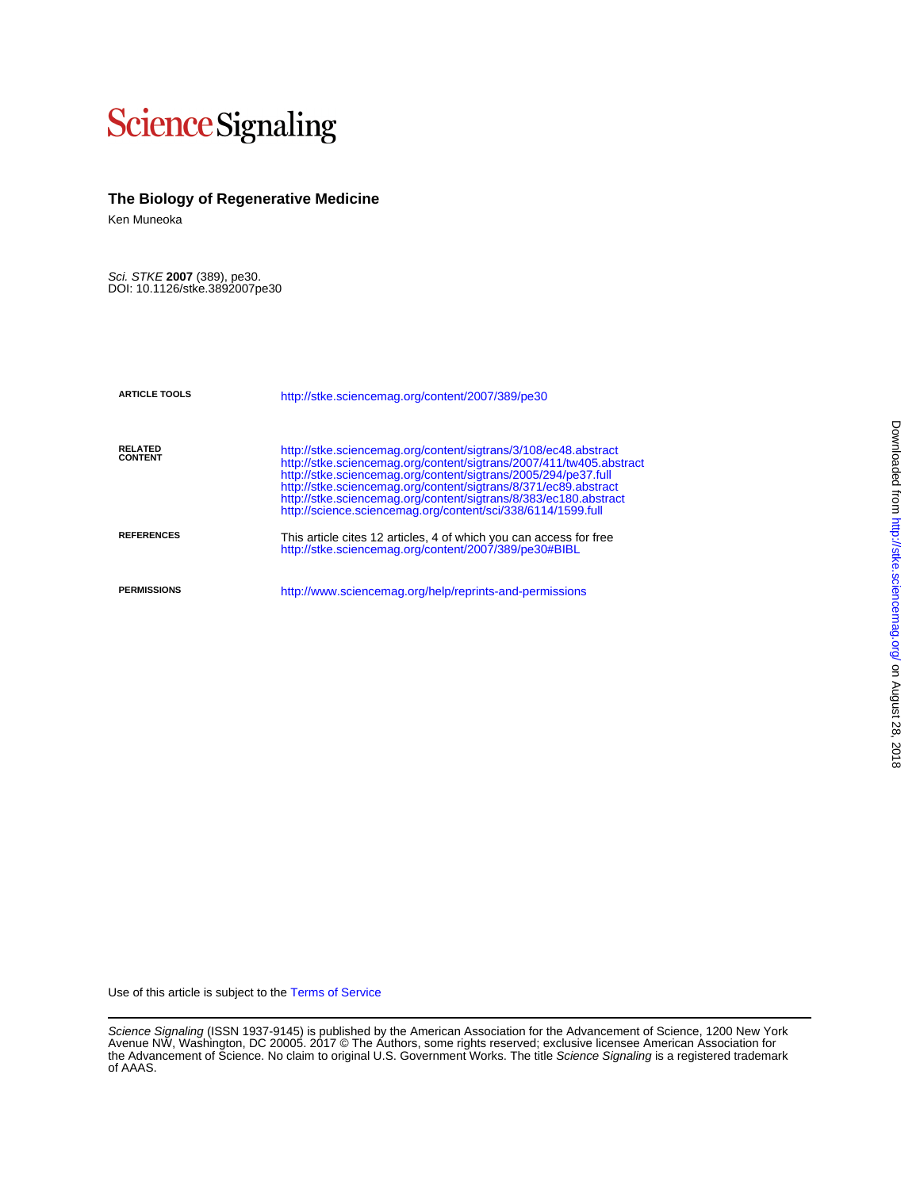# Science Signaling

## The Biology of Regenerative Medicine

Ken Muneoka

*Sci. STKE* **2007** (389), pe30.
DOI: 10.1126/stke.3892007pe30

| | |
|---|---|
| **ARTICLE TOOLS** | http://stke.sciencemag.org/content/2007/389/pe30 |
| **RELATED CONTENT** | http://stke.sciencemag.org/content/sigtrans/3/108/ec48.abstract<br>http://stke.sciencemag.org/content/sigtrans/2007/411/tw405.abstract<br>http://stke.sciencemag.org/content/sigtrans/2005/294/pe37.full<br>http://stke.sciencemag.org/content/sigtrans/8/371/ec89.abstract<br>http://stke.sciencemag.org/content/sigtrans/8/383/ec180.abstract<br>http://science.sciencemag.org/content/sci/338/6114/1599.full |
| **REFERENCES** | This article cites 12 articles, 4 of which you can access for free<br>http://stke.sciencemag.org/content/2007/389/pe30#BIBL |
| **PERMISSIONS** | http://www.sciencemag.org/help/reprints-and-permissions |

Use of this article is subject to the Terms of Service

*Science Signaling* (ISSN 1937-9145) is published by the American Association for the Advancement of Science, 1200 New York Avenue NW, Washington, DC 20005. 2017 © The Authors, some rights reserved; exclusive licensee American Association for the Advancement of Science. No claim to original U.S. Government Works. The title *Science Signaling* is a registered trademark of AAAS.

Downloaded from http://stke.sciencemag.org/ on August 28, 2018